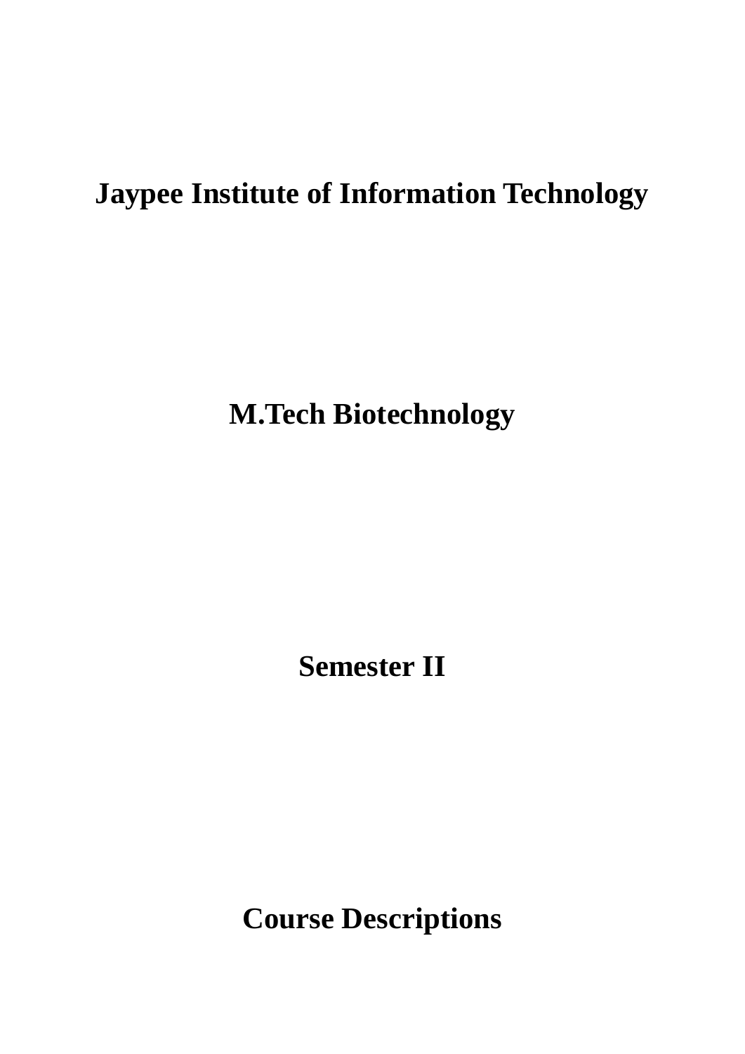# Jaypee Institute of Information Technology

## M.Tech Biotechnology

## Semester II

## Course Descriptions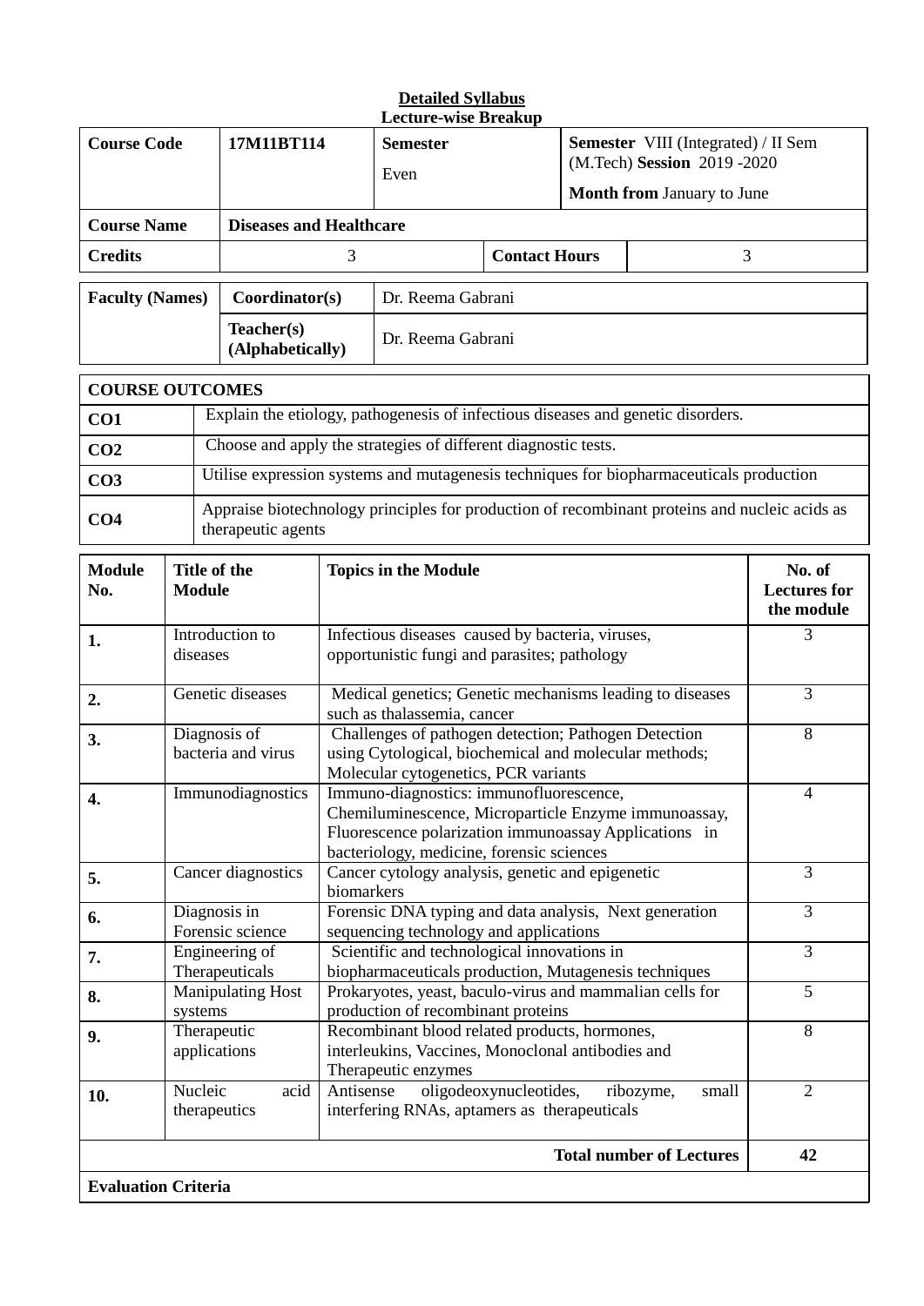**Detailed Syllabus**
**Lecture-wise Breakup**

| **Course Code** | **17M11BT114** | **Semester** Even | | **Semester** VIII (Integrated) / II Sem (M.Tech) **Session** 2019 -2020 **Month from** January to June |
|---|---|---|---|---|
| **Course Name** | **Diseases and Healthcare** | | | |
| **Credits** | 3 | | **Contact Hours** | 3 |

| **Faculty (Names)** | **Coordinator(s)** | Dr. Reema Gabrani |
|---|---|---|
| | **Teacher(s) (Alphabetically)** | Dr. Reema Gabrani |

| **COURSE OUTCOMES** | |
|---|---|
| **CO1** | Explain the etiology, pathogenesis of infectious diseases and genetic disorders. |
| **CO2** | Choose and apply the strategies of different diagnostic tests. |
| **CO3** | Utilise expression systems and mutagenesis techniques for biopharmaceuticals production |
| **CO4** | Appraise biotechnology principles for production of recombinant proteins and nucleic acids as therapeutic agents |

| **Module No.** | **Title of the Module** | **Topics in the Module** | **No. of Lectures for the module** |
|---|---|---|---|
| **1.** | Introduction to diseases | Infectious diseases caused by bacteria, viruses, opportunistic fungi and parasites; pathology | 3 |
| **2.** | Genetic diseases | Medical genetics; Genetic mechanisms leading to diseases such as thalassemia, cancer | 3 |
| **3.** | Diagnosis of bacteria and virus | Challenges of pathogen detection; Pathogen Detection using Cytological, biochemical and molecular methods; Molecular cytogenetics, PCR variants | 8 |
| **4.** | Immunodiagnostics | Immuno-diagnostics: immunofluorescence, Chemiluminescence, Microparticle Enzyme immunoassay, Fluorescence polarization immunoassay Applications in bacteriology, medicine, forensic sciences | 4 |
| **5.** | Cancer diagnostics | Cancer cytology analysis, genetic and epigenetic biomarkers | 3 |
| **6.** | Diagnosis in Forensic science | Forensic DNA typing and data analysis, Next generation sequencing technology and applications | 3 |
| **7.** | Engineering of Therapeuticals | Scientific and technological innovations in biopharmaceuticals production, Mutagenesis techniques | 3 |
| **8.** | Manipulating Host systems | Prokaryotes, yeast, baculo-virus and mammalian cells for production of recombinant proteins | 5 |
| **9.** | Therapeutic applications | Recombinant blood related products, hormones, interleukins, Vaccines, Monoclonal antibodies and Therapeutic enzymes | 8 |
| **10.** | Nucleic acid therapeutics | Antisense oligodeoxynucleotides, ribozyme, small interfering RNAs, aptamers as therapeuticals | 2 |
| | | **Total number of Lectures** | **42** |

**Evaluation Criteria**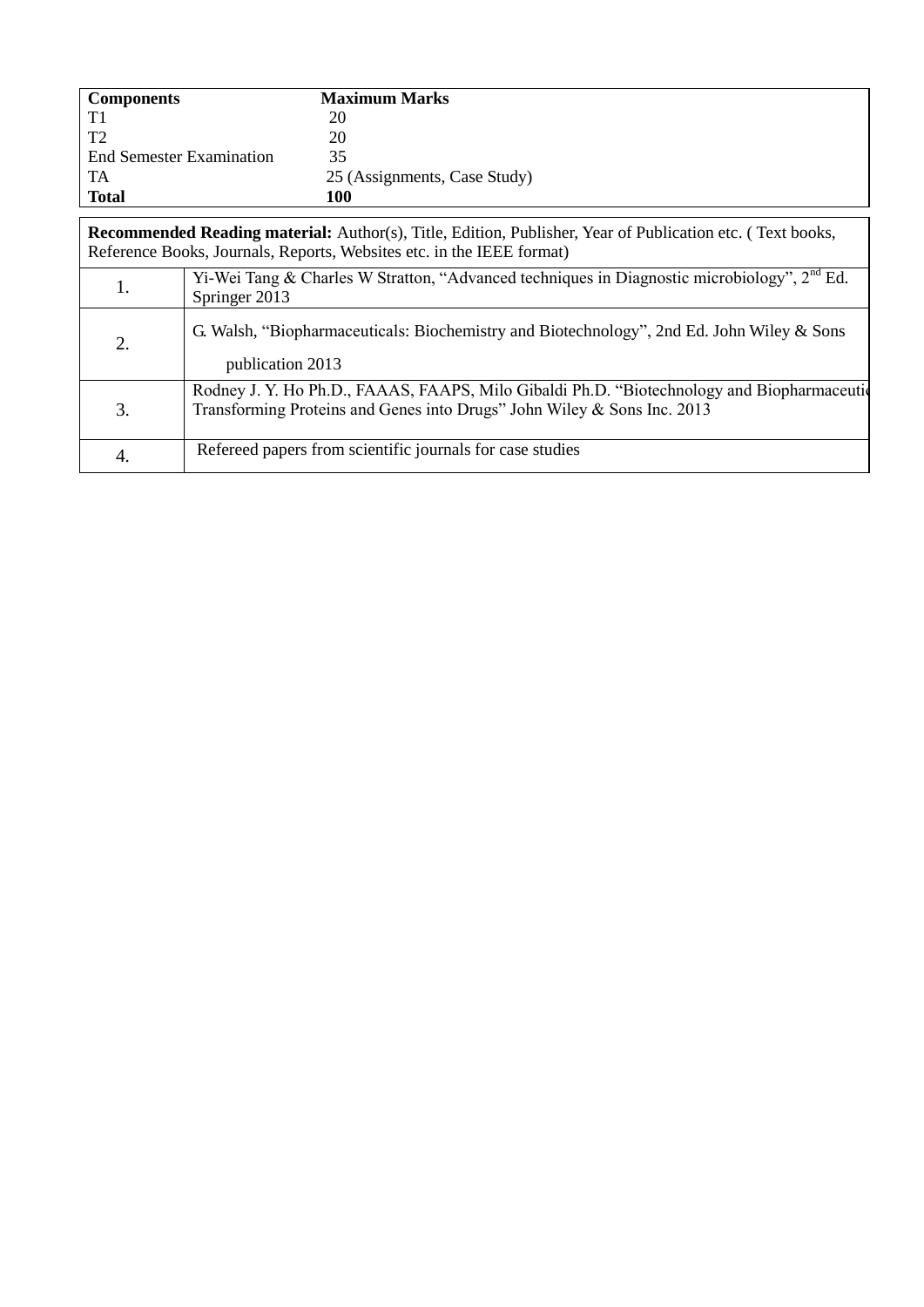| Components | Maximum Marks |
|---|---|
| T1 | 20 |
| T2 | 20 |
| End Semester Examination | 35 |
| TA | 25 (Assignments, Case Study) |
| **Total** | **100** |

| **Recommended Reading material:** Author(s), Title, Edition, Publisher, Year of Publication etc. ( Text books, Reference Books, Journals, Reports, Websites etc. in the IEEE format) | |
|---|---|
| 1. | Yi-Wei Tang & Charles W Stratton, “Advanced techniques in Diagnostic microbiology”, 2nd Ed. Springer 2013 |
| 2. | G. Walsh, “Biopharmaceuticals: Biochemistry and Biotechnology”, 2nd Ed. John Wiley & Sons publication 2013 |
| 3. | Rodney J. Y. Ho Ph.D., FAAAS, FAAPS, Milo Gibaldi Ph.D. “Biotechnology and Biopharmaceutic Transforming Proteins and Genes into Drugs” John Wiley & Sons Inc. 2013 |
| 4. | Refereed papers from scientific journals for case studies |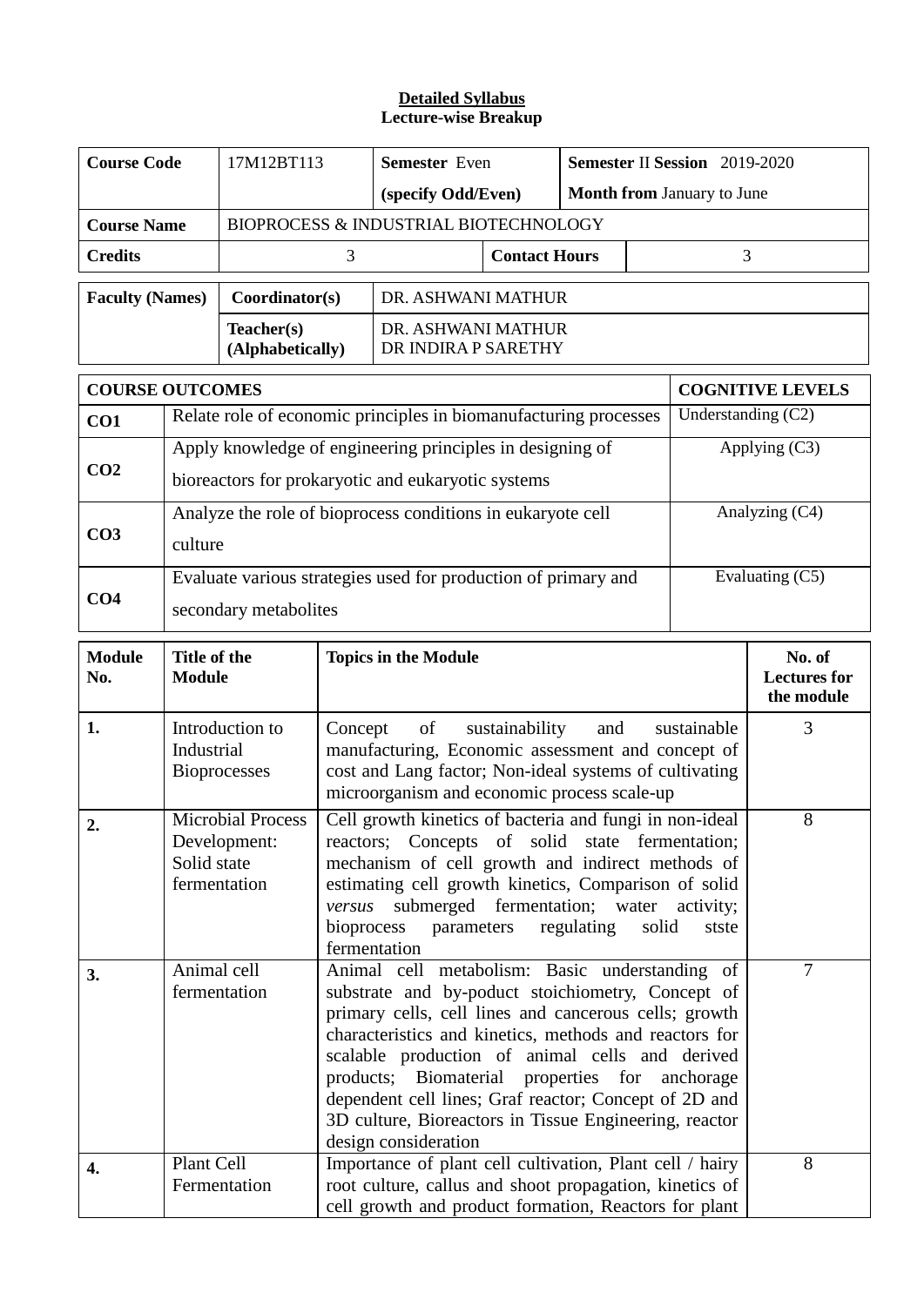**Detailed Syllabus**
**Lecture-wise Breakup**

| **Course Code** | 17M12BT113 | **Semester** Even (specify Odd/Even) | | **Semester** II **Session** 2019-2020 **Month from** January to June |
|---|---|---|---|---|
| **Course Name** | BIOPROCESS & INDUSTRIAL BIOTECHNOLOGY | | | |
| **Credits** | 3 | | **Contact Hours** | 3 |

| **Faculty (Names)** | **Coordinator(s)** | DR. ASHWANI MATHUR |
|---|---|---|
| | **Teacher(s) (Alphabetically)** | DR. ASHWANI MATHUR<br>DR INDIRA P SARETHY |

| **COURSE OUTCOMES** | | **COGNITIVE LEVELS** |
|---|---|---|
| **CO1** | Relate role of economic principles in biomanufacturing processes | Understanding (C2) |
| **CO2** | Apply knowledge of engineering principles in designing of bioreactors for prokaryotic and eukaryotic systems | Applying (C3) |
| **CO3** | Analyze the role of bioprocess conditions in eukaryote cell culture | Analyzing (C4) |
| **CO4** | Evaluate various strategies used for production of primary and secondary metabolites | Evaluating (C5) |

| **Module No.** | **Title of the Module** | **Topics in the Module** | **No. of Lectures for the module** |
|---|---|---|---|
| **1.** | Introduction to Industrial Bioprocesses | Concept of sustainability and sustainable manufacturing, Economic assessment and concept of cost and Lang factor; Non-ideal systems of cultivating microorganism and economic process scale-up | 3 |
| **2.** | Microbial Process Development: Solid state fermentation | Cell growth kinetics of bacteria and fungi in non-ideal reactors; Concepts of solid state fermentation; mechanism of cell growth and indirect methods of estimating cell growth kinetics, Comparison of solid *versus* submerged fermentation; water activity; bioprocess parameters regulating solid stste fermentation | 8 |
| **3.** | Animal cell fermentation | Animal cell metabolism: Basic understanding of substrate and by-product stoichiometry, Concept of primary cells, cell lines and cancerous cells; growth characteristics and kinetics, methods and reactors for scalable production of animal cells and derived products; Biomaterial properties for anchorage dependent cell lines; Graf reactor; Concept of 2D and 3D culture, Bioreactors in Tissue Engineering, reactor design consideration | 7 |
| **4.** | Plant Cell Fermentation | Importance of plant cell cultivation, Plant cell / hairy root culture, callus and shoot propagation, kinetics of cell growth and product formation, Reactors for plant | 8 |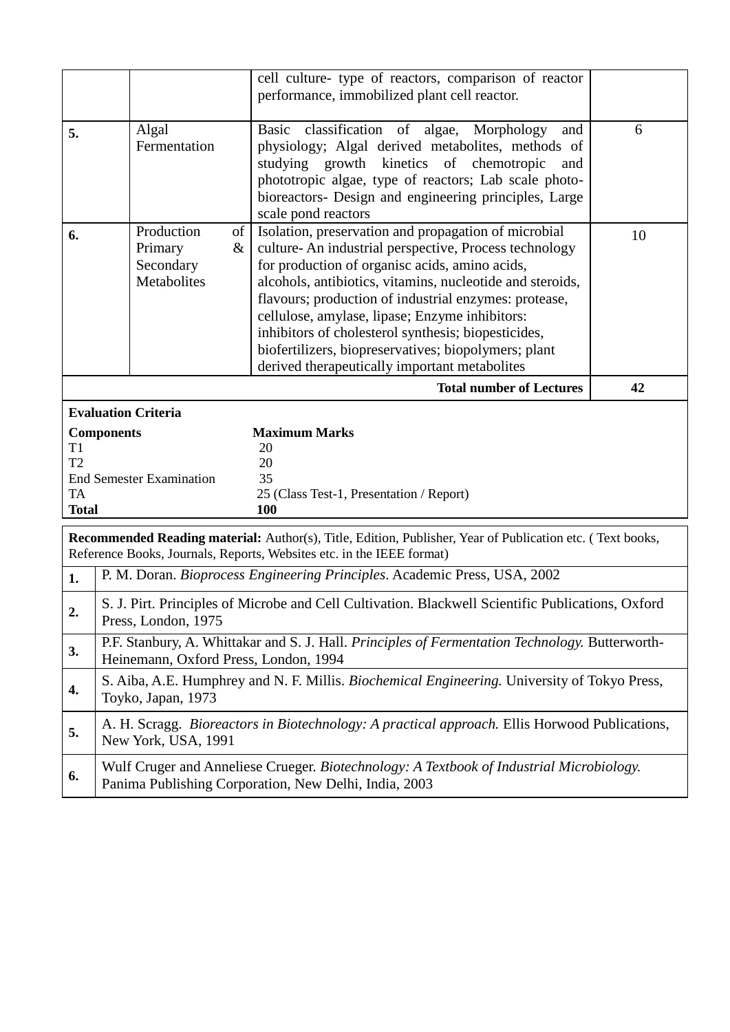|  |  | cell culture- type of reactors, comparison of reactor performance, immobilized plant cell reactor. |  |
|---|---|---|---|
| **5.** | Algal Fermentation | Basic classification of algae, Morphology and physiology; Algal derived metabolites, methods of studying growth kinetics of chemotropic and phototropic algae, type of reactors; Lab scale photo-bioreactors- Design and engineering principles, Large scale pond reactors | 6 |
| **6.** | Production of Primary & Secondary Metabolites | Isolation, preservation and propagation of microbial culture- An industrial perspective, Process technology for production of organisc acids, amino acids, alcohols, antibiotics, vitamins, nucleotide and steroids, flavours; production of industrial enzymes: protease, cellulose, amylase, lipase; Enzyme inhibitors: inhibitors of cholesterol synthesis; biopesticides, biofertilizers, biopreservatives; biopolymers; plant derived therapeutically important metabolites | 10 |
|  |  | **Total number of Lectures** | **42** |

**Evaluation Criteria**

| **Components** | **Maximum Marks** |
|---|---|
| T1 | 20 |
| T2 | 20 |
| End Semester Examination | 35 |
| TA | 25 (Class Test-1, Presentation / Report) |
| **Total** | **100** |

**Recommended Reading material:** Author(s), Title, Edition, Publisher, Year of Publication etc. ( Text books, Reference Books, Journals, Reports, Websites etc. in the IEEE format)

| | |
|---|---|
| **1.** | P. M. Doran. *Bioprocess Engineering Principles*. Academic Press, USA, 2002 |
| **2.** | S. J. Pirt. Principles of Microbe and Cell Cultivation. Blackwell Scientific Publications, Oxford Press, London, 1975 |
| **3.** | P.F. Stanbury, A. Whittakar and S. J. Hall. *Principles of Fermentation Technology.* Butterworth-Heinemann, Oxford Press, London, 1994 |
| **4.** | S. Aiba, A.E. Humphrey and N. F. Millis. *Biochemical Engineering.* University of Tokyo Press, Toyko, Japan, 1973 |
| **5.** | A. H. Scragg. *Bioreactors in Biotechnology: A practical approach.* Ellis Horwood Publications, New York, USA, 1991 |
| **6.** | Wulf Cruger and Anneliese Crueger. *Biotechnology: A Textbook of Industrial Microbiology.* Panima Publishing Corporation, New Delhi, India, 2003 |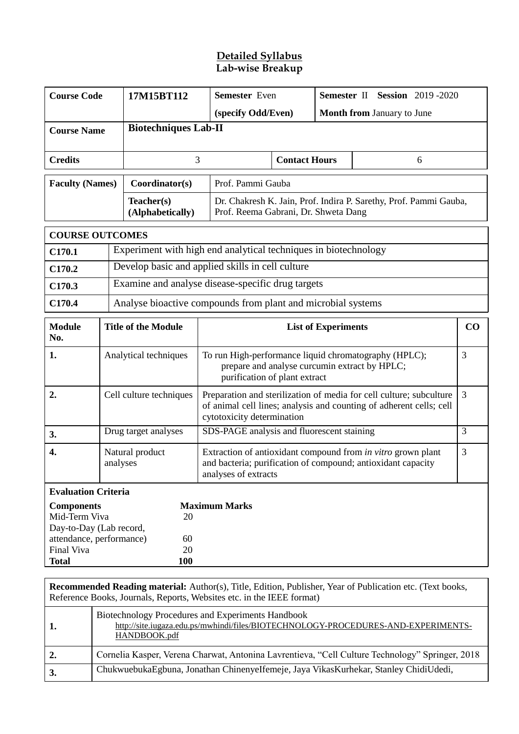## Detailed Syllabus
## Lab-wise Breakup

| Course Code | 17M15BT112 | Semester Even (specify Odd/Even) | Semester II Session 2019 -2020 Month from January to June |
|---|---|---|---|
| Course Name | Biotechniques Lab-II | | |
| Credits | 3 | Contact Hours | 6 |

| Faculty (Names) | Coordinator(s) | Prof. Pammi Gauba |
|---|---|---|
| | Teacher(s) (Alphabetically) | Dr. Chakresh K. Jain, Prof. Indira P. Sarethy, Prof. Pammi Gauba, Prof. Reema Gabrani, Dr. Shweta Dang |

| COURSE OUTCOMES | |
|---|---|
| C170.1 | Experiment with high end analytical techniques in biotechnology |
| C170.2 | Develop basic and applied skills in cell culture |
| C170.3 | Examine and analyse disease-specific drug targets |
| C170.4 | Analyse bioactive compounds from plant and microbial systems |

| Module No. | Title of the Module | List of Experiments | CO |
|---|---|---|---|
| 1. | Analytical techniques | To run High-performance liquid chromatography (HPLC); prepare and analyse curcumin extract by HPLC; purification of plant extract | 3 |
| 2. | Cell culture techniques | Preparation and sterilization of media for cell culture; subculture of animal cell lines; analysis and counting of adherent cells; cell cytotoxicity determination | 3 |
| 3. | Drug target analyses | SDS-PAGE analysis and fluorescent staining | 3 |
| 4. | Natural product analyses | Extraction of antioxidant compound from *in vitro* grown plant and bacteria; purification of compound; antioxidant capacity analyses of extracts | 3 |

**Evaluation Criteria**

| Components | Maximum Marks |
|---|---|
| Mid-Term Viva | 20 |
| Day-to-Day (Lab record, attendance, performance) | 60 |
| Final Viva | 20 |
| **Total** | **100** |

**Recommended Reading material:** Author(s), Title, Edition, Publisher, Year of Publication etc. (Text books, Reference Books, Journals, Reports, Websites etc. in the IEEE format)

| | |
|---|---|
| 1. | Biotechnology Procedures and Experiments Handbook http://site.iugaza.edu.ps/mwhindi/files/BIOTECHNOLOGY-PROCEDURES-AND-EXPERIMENTS-HANDBOOK.pdf |
| 2. | Cornelia Kasper, Verena Charwat, Antonina Lavrentieva, "Cell Culture Technology" Springer, 2018 |
| 3. | ChukwuebukaEgbuna, Jonathan ChinenyeIfemeje, Jaya VikasKurhekar, Stanley ChidiUdedi, |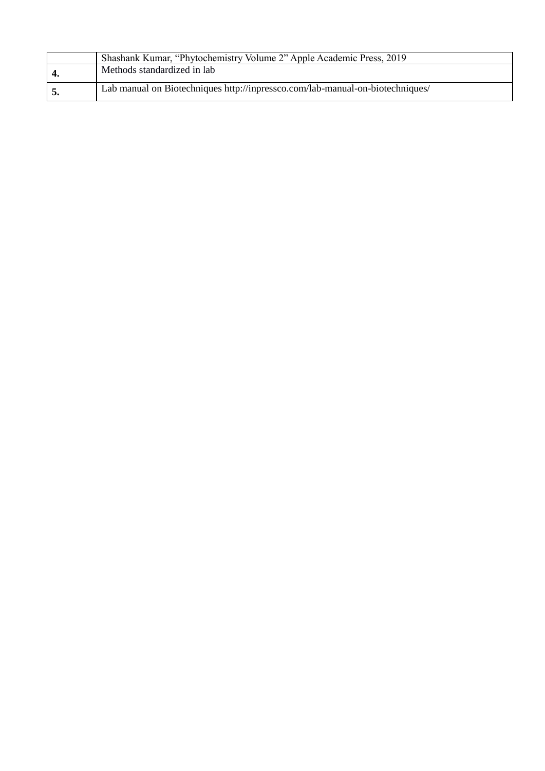|  |  |
| --- | --- |
|  | Shashank Kumar, “Phytochemistry Volume 2” Apple Academic Press, 2019 |
| **4.** | Methods standardized in lab |
| **5.** | Lab manual on Biotechniques http://inpressco.com/lab-manual-on-biotechniques/ |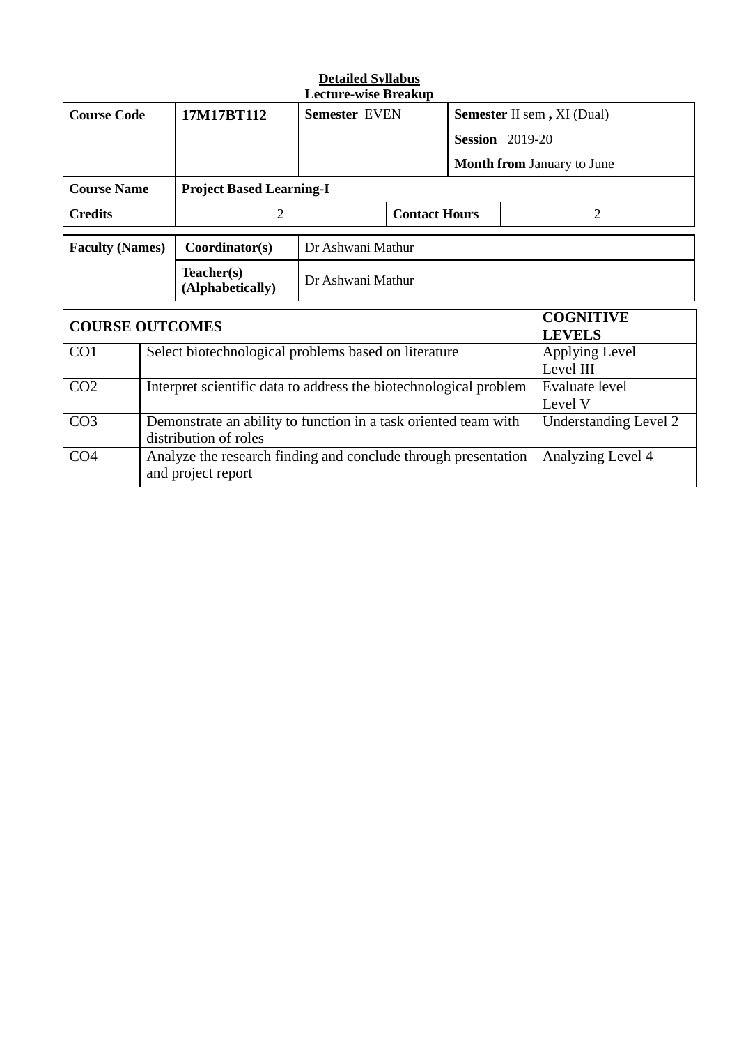**Detailed Syllabus**
**Lecture-wise Breakup**

| **Course Code** | **17M17BT112** | **Semester** EVEN | | **Semester** II sem **,** XI (Dual)<br>**Session** 2019-20<br>**Month from** January to June |
|---|---|---|---|---|
| **Course Name** | **Project Based Learning-I** | | | |
| **Credits** | 2 | | **Contact Hours** | 2 |

| **Faculty (Names)** | **Coordinator(s)** | Dr Ashwani Mathur |
|---|---|---|
| | **Teacher(s) (Alphabetically)** | Dr Ashwani Mathur |

| **COURSE OUTCOMES** | | **COGNITIVE LEVELS** |
|---|---|---|
| CO1 | Select biotechnological problems based on literature | Applying Level<br>Level III |
| CO2 | Interpret scientific data to address the biotechnological problem | Evaluate level<br>Level V |
| CO3 | Demonstrate an ability to function in a task oriented team with distribution of roles | Understanding Level 2 |
| CO4 | Analyze the research finding and conclude through presentation and project report | Analyzing Level 4 |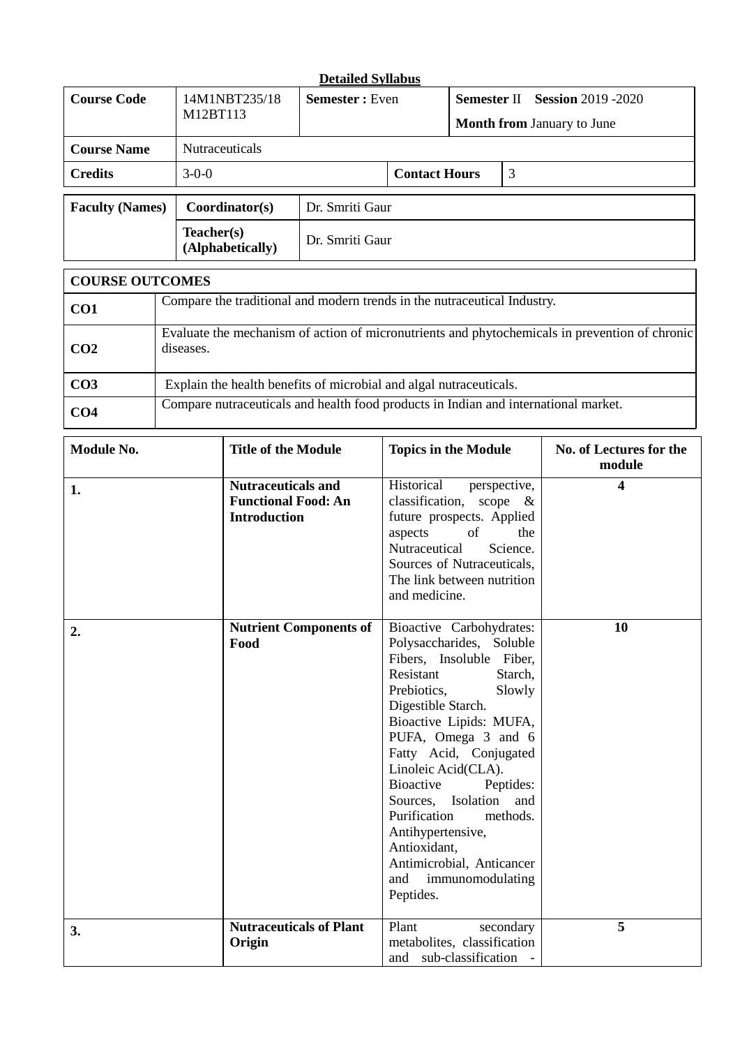**Detailed Syllabus**

| **Course Code** | 14M1NBT235/18 M12BT113 | **Semester :** Even | | **Semester** II **Session** 2019 -2020 **Month from** January to June | |
|---|---|---|---|---|---|
| **Course Name** | Nutraceuticals | | | | |
| **Credits** | 3-0-0 | | **Contact Hours** | 3 | |

| **Faculty (Names)** | **Coordinator(s)** | Dr. Smriti Gaur |
|---|---|---|
| | **Teacher(s) (Alphabetically)** | Dr. Smriti Gaur |

| **COURSE OUTCOMES** | |
|---|---|
| **CO1** | Compare the traditional and modern trends in the nutraceutical Industry. |
| **CO2** | Evaluate the mechanism of action of micronutrients and phytochemicals in prevention of chronic diseases. |
| **CO3** | Explain the health benefits of microbial and algal nutraceuticals. |
| **CO4** | Compare nutraceuticals and health food products in Indian and international market. |

| **Module No.** | **Title of the Module** | **Topics in the Module** | **No. of Lectures for the module** |
|---|---|---|---|
| **1.** | **Nutraceuticals and Functional Food: An Introduction** | Historical perspective, classification, scope & future prospects. Applied aspects of the Nutraceutical Science. Sources of Nutraceuticals, The link between nutrition and medicine. | **4** |
| **2.** | **Nutrient Components of Food** | Bioactive Carbohydrates: Polysaccharides, Soluble Fibers, Insoluble Fiber, Resistant Starch, Prebiotics, Slowly Digestible Starch. Bioactive Lipids: MUFA, PUFA, Omega 3 and 6 Fatty Acid, Conjugated Linoleic Acid(CLA). Bioactive Peptides: Sources, Isolation and Purification methods. Antihypertensive, Antioxidant, Antimicrobial, Anticancer and immunomodulating Peptides. | **10** |
| **3.** | **Nutraceuticals of Plant Origin** | Plant secondary metabolites, classification and sub-classification - | **5** |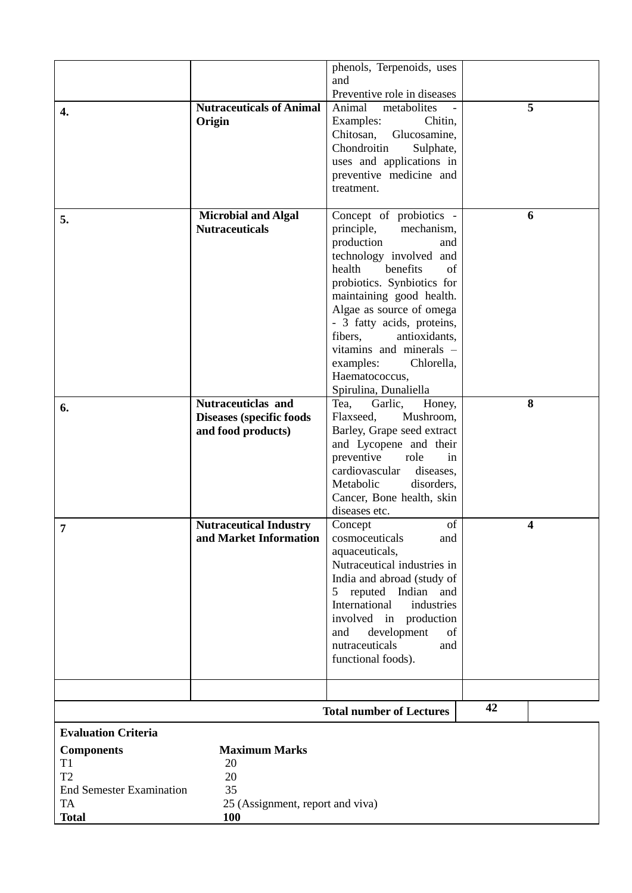| | | | |
|---|---|---|---|
| | | phenols, Terpenoids, uses and Preventive role in diseases | |
| **4.** | **Nutraceuticals of Animal Origin** | Animal metabolites - Examples: Chitin, Chitosan, Glucosamine, Chondroitin Sulphate, uses and applications in preventive medicine and treatment. | **5** |
| **5.** | **Microbial and Algal Nutraceuticals** | Concept of probiotics - principle, mechanism, production and technology involved and health benefits of probiotics. Synbiotics for maintaining good health. Algae as source of omega - 3 fatty acids, proteins, fibers, antioxidants, vitamins and minerals – examples: Chlorella, Haematococcus, Spirulina, Dunaliella | **6** |
| **6.** | **Nutraceuticlas and Diseases (specific foods and food products)** | Tea, Garlic, Honey, Flaxseed, Mushroom, Barley, Grape seed extract and Lycopene and their preventive role in cardiovascular diseases, Metabolic disorders, Cancer, Bone health, skin diseases etc. | **8** |
| **7** | **Nutraceutical Industry and Market Information** | Concept of cosmoceuticals and aquaceuticals, Nutraceutical industries in India and abroad (study of 5 reputed Indian and International industries involved in production and development of nutraceuticals and functional foods). | **4** |
| | | | |
| | | **Total number of Lectures** | **42** |

**Evaluation Criteria**

| **Components** | **Maximum Marks** |
|---|---|
| T1 | 20 |
| T2 | 20 |
| End Semester Examination | 35 |
| TA | 25 (Assignment, report and viva) |
| **Total** | **100** |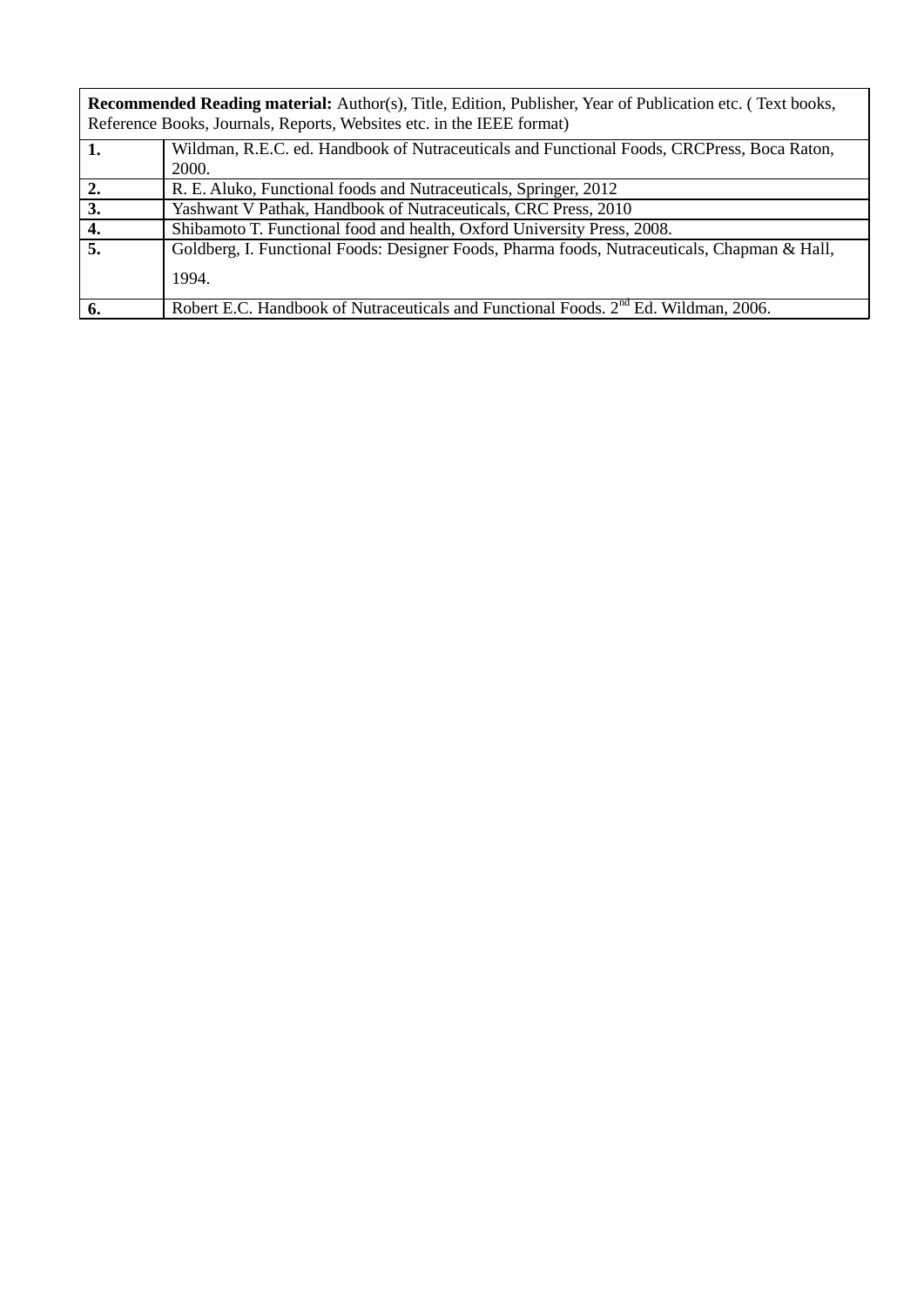| **Recommended Reading material:** Author(s), Title, Edition, Publisher, Year of Publication etc. ( Text books, Reference Books, Journals, Reports, Websites etc. in the IEEE format) | |
|---|---|
| **1.** | Wildman, R.E.C. ed. Handbook of Nutraceuticals and Functional Foods, CRCPress, Boca Raton, 2000. |
| **2.** | R. E. Aluko, Functional foods and Nutraceuticals, Springer, 2012 |
| **3.** | Yashwant V Pathak, Handbook of Nutraceuticals, CRC Press, 2010 |
| **4.** | Shibamoto T. Functional food and health, Oxford University Press, 2008. |
| **5.** | Goldberg, I. Functional Foods: Designer Foods, Pharma foods, Nutraceuticals, Chapman & Hall, 1994. |
| **6.** | Robert E.C. Handbook of Nutraceuticals and Functional Foods. 2nd Ed. Wildman, 2006. |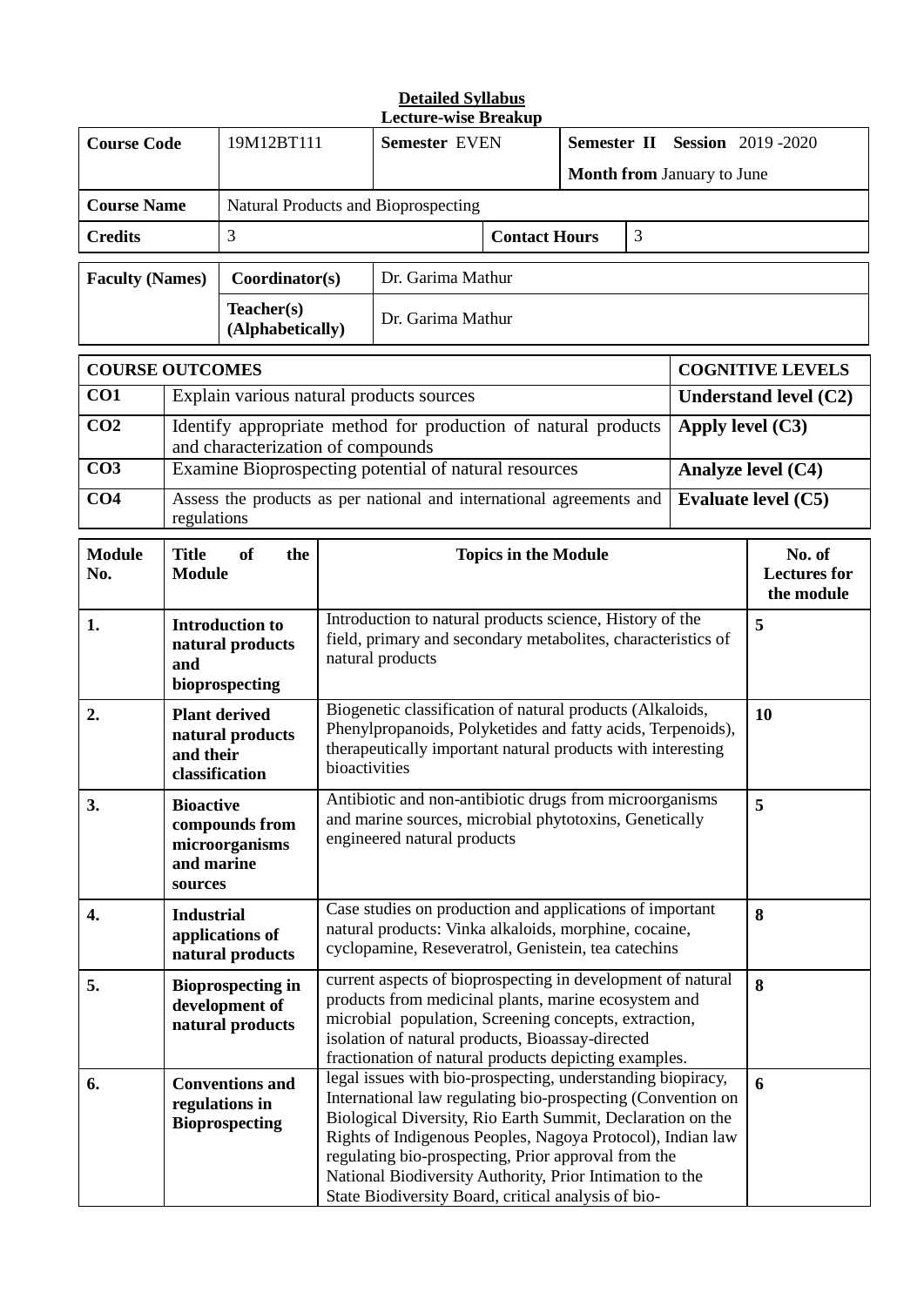**Detailed Syllabus**
**Lecture-wise Breakup**

| **Course Code** | 19M12BT111 | **Semester** EVEN | | **Semester II** **Session** 2019 -2020<br>**Month from** January to June |
|---|---|---|---|---|
| **Course Name** | Natural Products and Bioprospecting | | | |
| **Credits** | 3 | | **Contact Hours** | 3 |

| **Faculty (Names)** | **Coordinator(s)** | Dr. Garima Mathur |
|---|---|---|
| | **Teacher(s) (Alphabetically)** | Dr. Garima Mathur |

| **COURSE OUTCOMES** | | **COGNITIVE LEVELS** |
|---|---|---|
| **CO1** | Explain various natural products sources | **Understand level (C2)** |
| **CO2** | Identify appropriate method for production of natural products and characterization of compounds | **Apply level (C3)** |
| **CO3** | Examine Bioprospecting potential of natural resources | **Analyze level (C4)** |
| **CO4** | Assess the products as per national and international agreements and regulations | **Evaluate level (C5)** |

| **Module No.** | **Title of the Module** | **Topics in the Module** | **No. of Lectures for the module** |
|---|---|---|---|
| **1.** | **Introduction to natural products and bioprospecting** | Introduction to natural products science, History of the field, primary and secondary metabolites, characteristics of natural products | **5** |
| **2.** | **Plant derived natural products and their classification** | Biogenetic classification of natural products (Alkaloids, Phenylpropanoids, Polyketides and fatty acids, Terpenoids), therapeutically important natural products with interesting bioactivities | **10** |
| **3.** | **Bioactive compounds from microorganisms and marine sources** | Antibiotic and non-antibiotic drugs from microorganisms and marine sources, microbial phytotoxins, Genetically engineered natural products | **5** |
| **4.** | **Industrial applications of natural products** | Case studies on production and applications of important natural products: Vinka alkaloids, morphine, cocaine, cyclopamine, Reseveratrol, Genistein, tea catechins | **8** |
| **5.** | **Bioprospecting in development of natural products** | current aspects of bioprospecting in development of natural products from medicinal plants, marine ecosystem and microbial population, Screening concepts, extraction, isolation of natural products, Bioassay-directed fractionation of natural products depicting examples. | **8** |
| **6.** | **Conventions and regulations in Bioprospecting** | legal issues with bio-prospecting, understanding biopiracy, International law regulating bio-prospecting (Convention on Biological Diversity, Rio Earth Summit, Declaration on the Rights of Indigenous Peoples, Nagoya Protocol), Indian law regulating bio-prospecting, Prior approval from the National Biodiversity Authority, Prior Intimation to the State Biodiversity Board, critical analysis of bio- | **6** |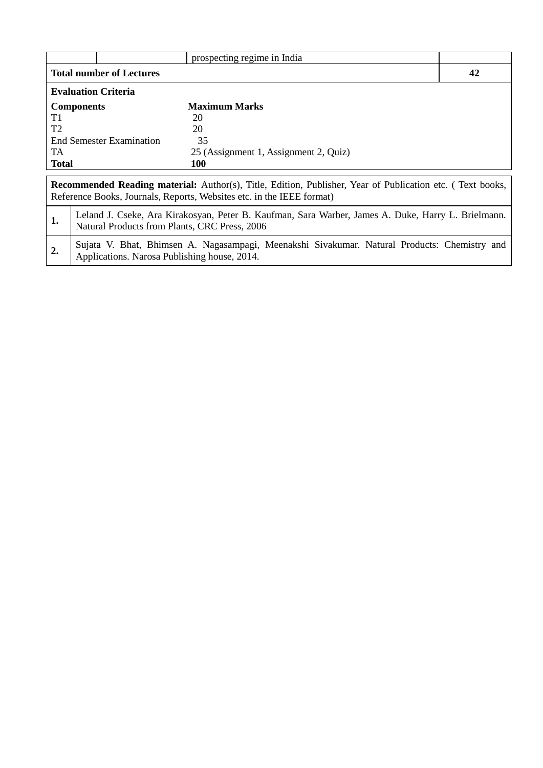| | | prospecting regime in India | |
|---|---|---|---|
| **Total number of Lectures** | | | **42** |

**Evaluation Criteria**

| **Components** | **Maximum Marks** |
|---|---|
| T1 | 20 |
| T2 | 20 |
| End Semester Examination | 35 |
| TA | 25 (Assignment 1, Assignment 2, Quiz) |
| **Total** | **100** |

**Recommended Reading material:** Author(s), Title, Edition, Publisher, Year of Publication etc. ( Text books, Reference Books, Journals, Reports, Websites etc. in the IEEE format)

| | |
|---|---|
| **1.** | Leland J. Cseke, Ara Kirakosyan, Peter B. Kaufman, Sara Warber, James A. Duke, Harry L. Brielmann. Natural Products from Plants, CRC Press, 2006 |
| **2.** | Sujata V. Bhat, Bhimsen A. Nagasampagi, Meenakshi Sivakumar. Natural Products: Chemistry and Applications. Narosa Publishing house, 2014. |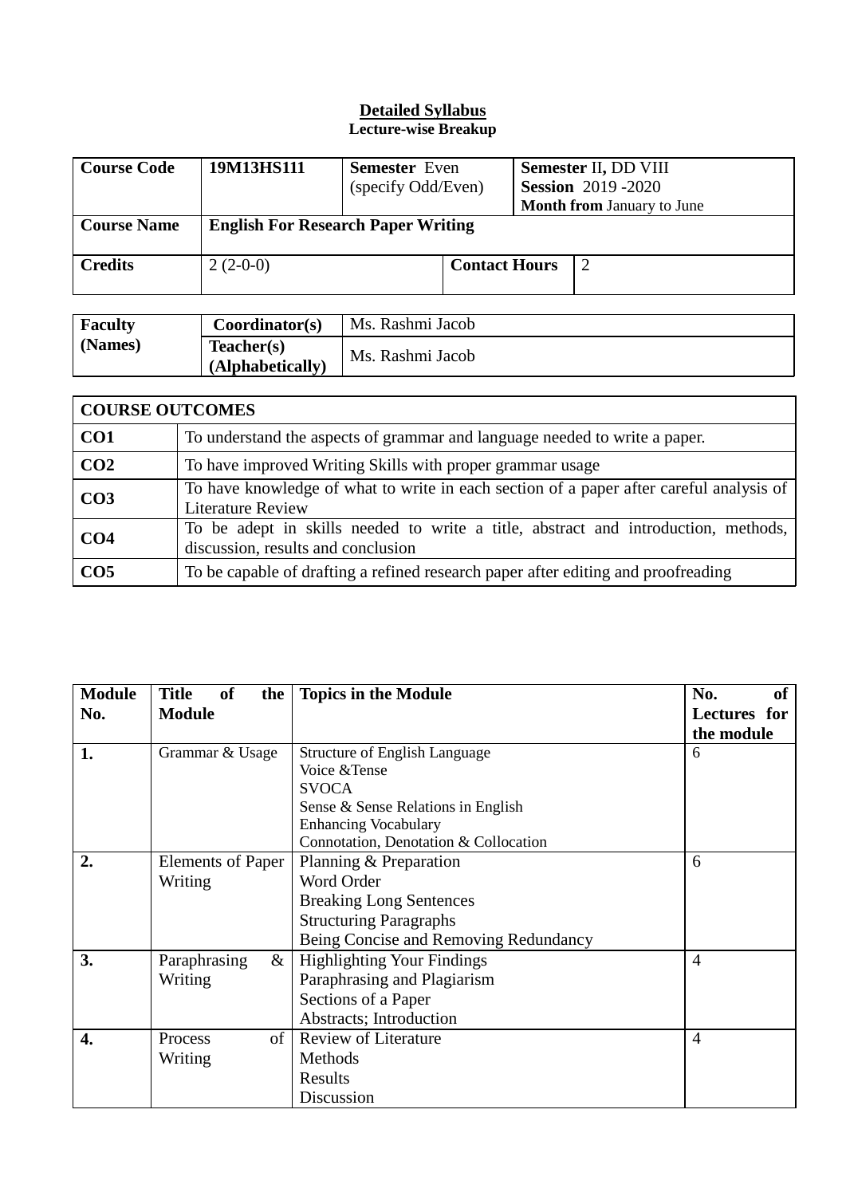**Detailed Syllabus**

**Lecture-wise Breakup**

| **Course Code** | **19M13HS111** | **Semester** Even (specify Odd/Even) | **Semester** II**,** DD VIII<br>**Session** 2019 -2020<br>**Month from** January to June |
|---|---|---|---|
| **Course Name** | **English For Research Paper Writing** | | |
| **Credits** | 2 (2-0-0) | **Contact Hours** | 2 |

| **Faculty (Names)** | **Coordinator(s)** | Ms. Rashmi Jacob |
|---|---|---|
| | **Teacher(s) (Alphabetically)** | Ms. Rashmi Jacob |

| **COURSE OUTCOMES** | |
|---|---|
| **CO1** | To understand the aspects of grammar and language needed to write a paper. |
| **CO2** | To have improved Writing Skills with proper grammar usage |
| **CO3** | To have knowledge of what to write in each section of a paper after careful analysis of Literature Review |
| **CO4** | To be adept in skills needed to write a title, abstract and introduction, methods, discussion, results and conclusion |
| **CO5** | To be capable of drafting a refined research paper after editing and proofreading |

| **Module No.** | **Title of the Module** | **Topics in the Module** | **No. of Lectures for the module** |
|---|---|---|---|
| **1.** | Grammar & Usage | Structure of English Language<br>Voice &Tense<br>SVOCA<br>Sense & Sense Relations in English<br>Enhancing Vocabulary<br>Connotation, Denotation & Collocation | 6 |
| **2.** | Elements of Paper Writing | Planning & Preparation<br>Word Order<br>Breaking Long Sentences<br>Structuring Paragraphs<br>Being Concise and Removing Redundancy | 6 |
| **3.** | Paraphrasing & Writing | Highlighting Your Findings<br>Paraphrasing and Plagiarism<br>Sections of a Paper<br>Abstracts; Introduction | 4 |
| **4.** | Process of Writing | Review of Literature<br>Methods<br>Results<br>Discussion | 4 |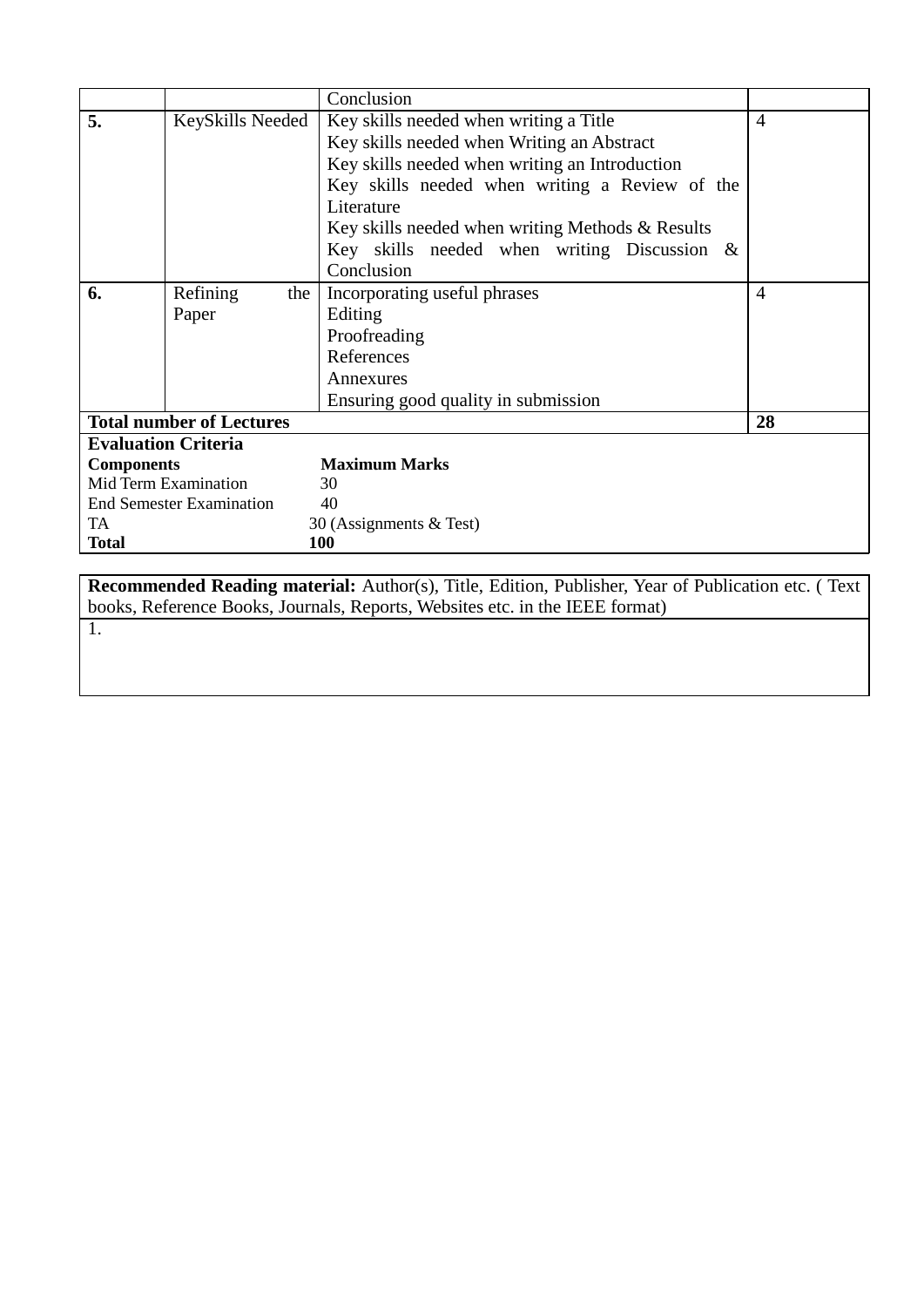| | | Conclusion | |
|---|---|---|---|
| **5.** | KeySkills Needed | Key skills needed when writing a Title<br>Key skills needed when Writing an Abstract<br>Key skills needed when writing an Introduction<br>Key skills needed when writing a Review of the Literature<br>Key skills needed when writing Methods & Results<br>Key skills needed when writing Discussion & Conclusion | 4 |
| **6.** | Refining the Paper | Incorporating useful phrases<br>Editing<br>Proofreading<br>References<br>Annexures<br>Ensuring good quality in submission | 4 |
| **Total number of Lectures** | | | **28** |

**Evaluation Criteria**

| **Components** | **Maximum Marks** |
|---|---|
| Mid Term Examination | 30 |
| End Semester Examination | 40 |
| TA | 30 (Assignments & Test) |
| **Total** | **100** |

**Recommended Reading material:** Author(s), Title, Edition, Publisher, Year of Publication etc. ( Text books, Reference Books, Journals, Reports, Websites etc. in the IEEE format)

1.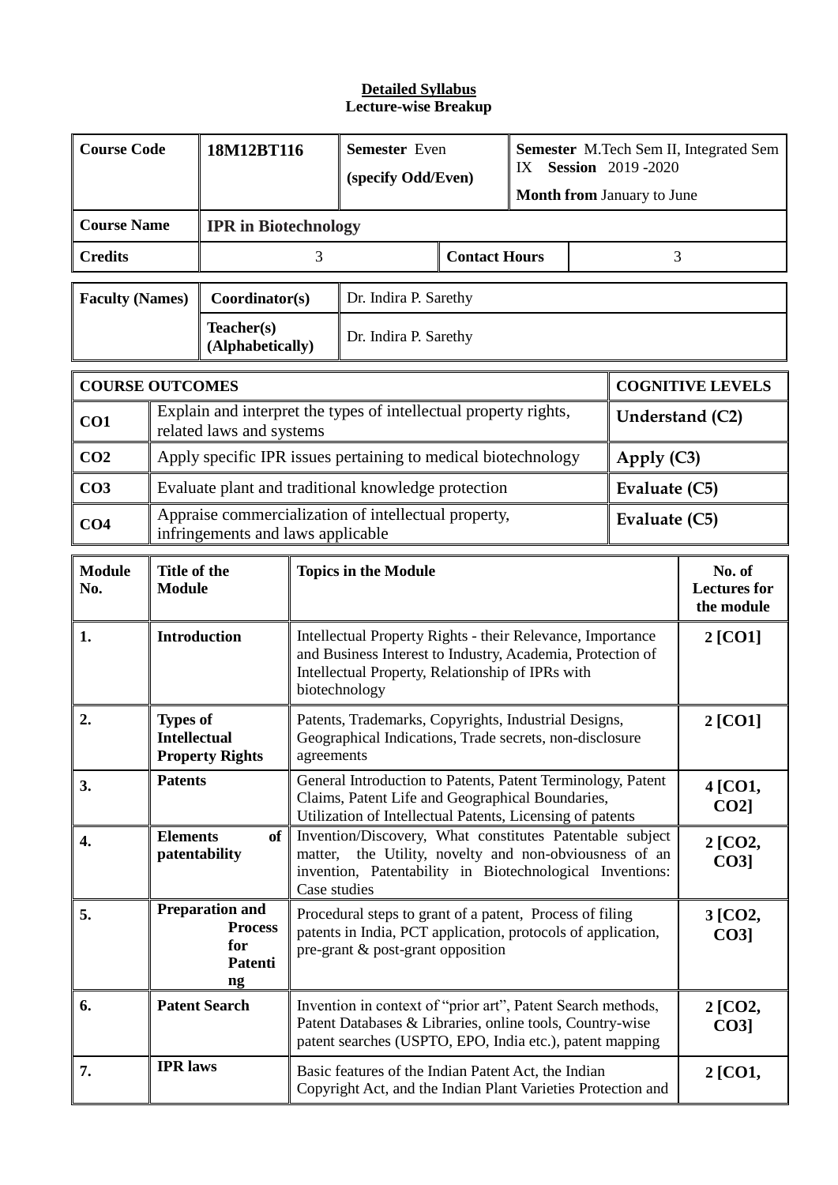**Detailed Syllabus**
**Lecture-wise Breakup**

| **Course Code** | **18M12BT116** | **Semester** Even (specify Odd/Even) | | **Semester** M.Tech Sem II, Integrated Sem IX **Session** 2019 -2020 **Month from** January to June |
|---|---|---|---|---|
| **Course Name** | **IPR in Biotechnology** | | | |
| **Credits** | 3 | | **Contact Hours** | 3 |

| **Faculty (Names)** | **Coordinator(s)** | Dr. Indira P. Sarethy |
|---|---|---|
| | **Teacher(s) (Alphabetically)** | Dr. Indira P. Sarethy |

| **COURSE OUTCOMES** | | **COGNITIVE LEVELS** |
|---|---|---|
| **CO1** | Explain and interpret the types of intellectual property rights, related laws and systems | Understand (C2) |
| **CO2** | Apply specific IPR issues pertaining to medical biotechnology | Apply (C3) |
| **CO3** | Evaluate plant and traditional knowledge protection | Evaluate (C5) |
| **CO4** | Appraise commercialization of intellectual property, infringements and laws applicable | Evaluate (C5) |

| **Module No.** | **Title of the Module** | **Topics in the Module** | **No. of Lectures for the module** |
|---|---|---|---|
| **1.** | **Introduction** | Intellectual Property Rights - their Relevance, Importance and Business Interest to Industry, Academia, Protection of Intellectual Property, Relationship of IPRs with biotechnology | **2 [CO1]** |
| **2.** | **Types of Intellectual Property Rights** | Patents, Trademarks, Copyrights, Industrial Designs, Geographical Indications, Trade secrets, non-disclosure agreements | **2 [CO1]** |
| **3.** | **Patents** | General Introduction to Patents, Patent Terminology, Patent Claims, Patent Life and Geographical Boundaries, Utilization of Intellectual Patents, Licensing of patents | **4 [CO1, CO2]** |
| **4.** | **Elements of patentability** | Invention/Discovery, What constitutes Patentable subject matter, the Utility, novelty and non-obviousness of an invention, Patentability in Biotechnological Inventions: Case studies | **2 [CO2, CO3]** |
| **5.** | **Preparation and Process for Patenting** | Procedural steps to grant of a patent, Process of filing patents in India, PCT application, protocols of application, pre-grant & post-grant opposition | **3 [CO2, CO3]** |
| **6.** | **Patent Search** | Invention in context of "prior art", Patent Search methods, Patent Databases & Libraries, online tools, Country-wise patent searches (USPTO, EPO, India etc.), patent mapping | **2 [CO2, CO3]** |
| **7.** | **IPR laws** | Basic features of the Indian Patent Act, the Indian Copyright Act, and the Indian Plant Varieties Protection and | **2 [CO1,** |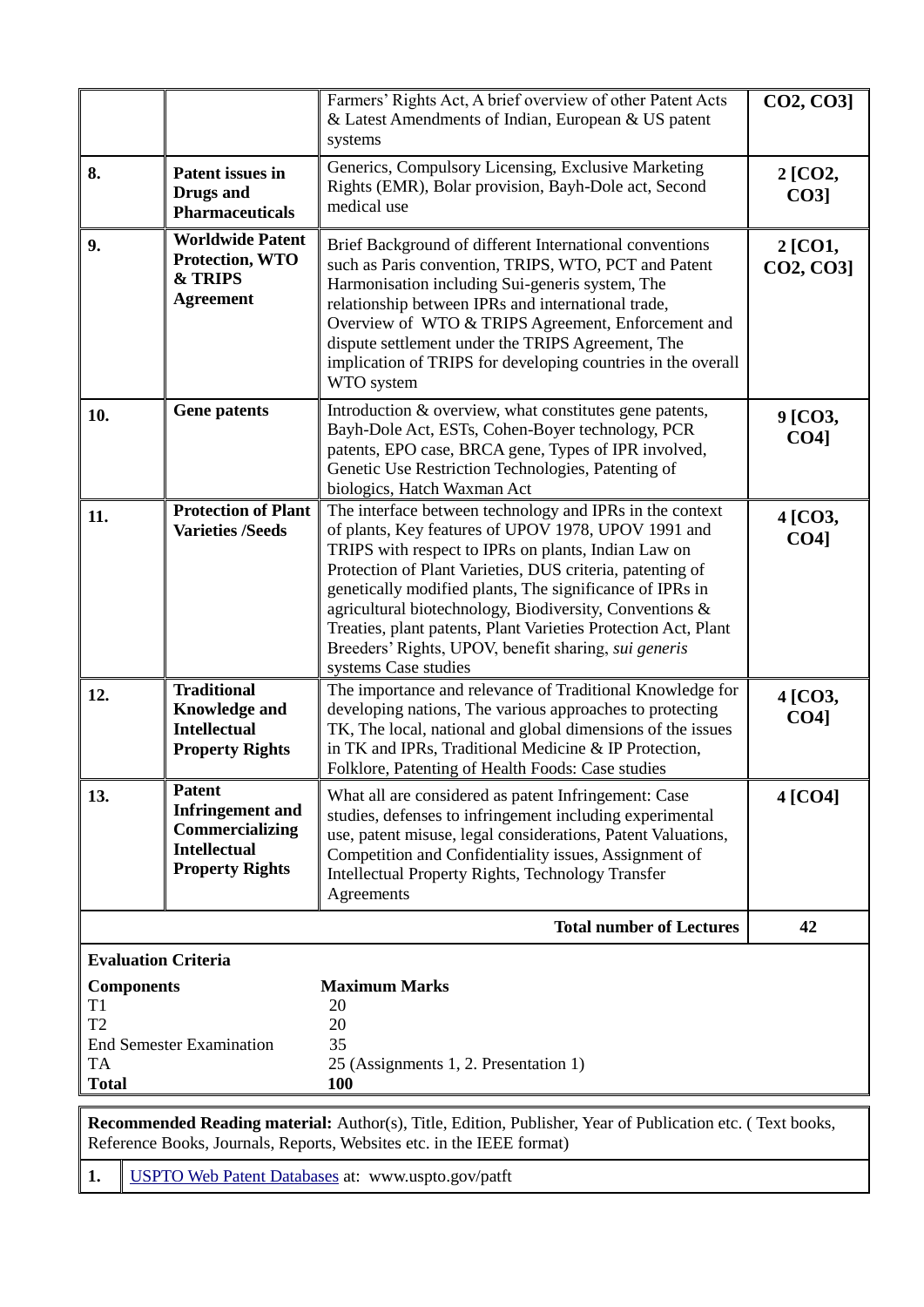| | | | |
|---|---|---|---|
| | | Farmers' Rights Act, A brief overview of other Patent Acts & Latest Amendments of Indian, European & US patent systems | **CO2, CO3]** |
| **8.** | **Patent issues in Drugs and Pharmaceuticals** | Generics, Compulsory Licensing, Exclusive Marketing Rights (EMR), Bolar provision, Bayh-Dole act, Second medical use | **2 [CO2, CO3]** |
| **9.** | **Worldwide Patent Protection, WTO & TRIPS Agreement** | Brief Background of different International conventions such as Paris convention, TRIPS, WTO, PCT and Patent Harmonisation including Sui-generis system, The relationship between IPRs and international trade, Overview of WTO & TRIPS Agreement, Enforcement and dispute settlement under the TRIPS Agreement, The implication of TRIPS for developing countries in the overall WTO system | **2 [CO1, CO2, CO3]** |
| **10.** | **Gene patents** | Introduction & overview, what constitutes gene patents, Bayh-Dole Act, ESTs, Cohen-Boyer technology, PCR patents, EPO case, BRCA gene, Types of IPR involved, Genetic Use Restriction Technologies, Patenting of biologics, Hatch Waxman Act | **9 [CO3, CO4]** |
| **11.** | **Protection of Plant Varieties /Seeds** | The interface between technology and IPRs in the context of plants, Key features of UPOV 1978, UPOV 1991 and TRIPS with respect to IPRs on plants, Indian Law on Protection of Plant Varieties, DUS criteria, patenting of genetically modified plants, The significance of IPRs in agricultural biotechnology, Biodiversity, Conventions & Treaties, plant patents, Plant Varieties Protection Act, Plant Breeders' Rights, UPOV, benefit sharing, *sui generis* systems Case studies | **4 [CO3, CO4]** |
| **12.** | **Traditional Knowledge and Intellectual Property Rights** | The importance and relevance of Traditional Knowledge for developing nations, The various approaches to protecting TK, The local, national and global dimensions of the issues in TK and IPRs, Traditional Medicine & IP Protection, Folklore, Patenting of Health Foods: Case studies | **4 [CO3, CO4]** |
| **13.** | **Patent Infringement and Commercializing Intellectual Property Rights** | What all are considered as patent Infringement: Case studies, defenses to infringement including experimental use, patent misuse, legal considerations, Patent Valuations, Competition and Confidentiality issues, Assignment of Intellectual Property Rights, Technology Transfer Agreements | **4 [CO4]** |
| | | **Total number of Lectures** | **42** |

**Evaluation Criteria**

| **Components** | **Maximum Marks** |
|---|---|
| T1 | 20 |
| T2 | 20 |
| End Semester Examination | 35 |
| TA | 25 (Assignments 1, 2. Presentation 1) |
| **Total** | **100** |

**Recommended Reading material:** Author(s), Title, Edition, Publisher, Year of Publication etc. ( Text books, Reference Books, Journals, Reports, Websites etc. in the IEEE format)

| | |
|---|---|
| **1.** | USPTO Web Patent Databases at: www.uspto.gov/patft |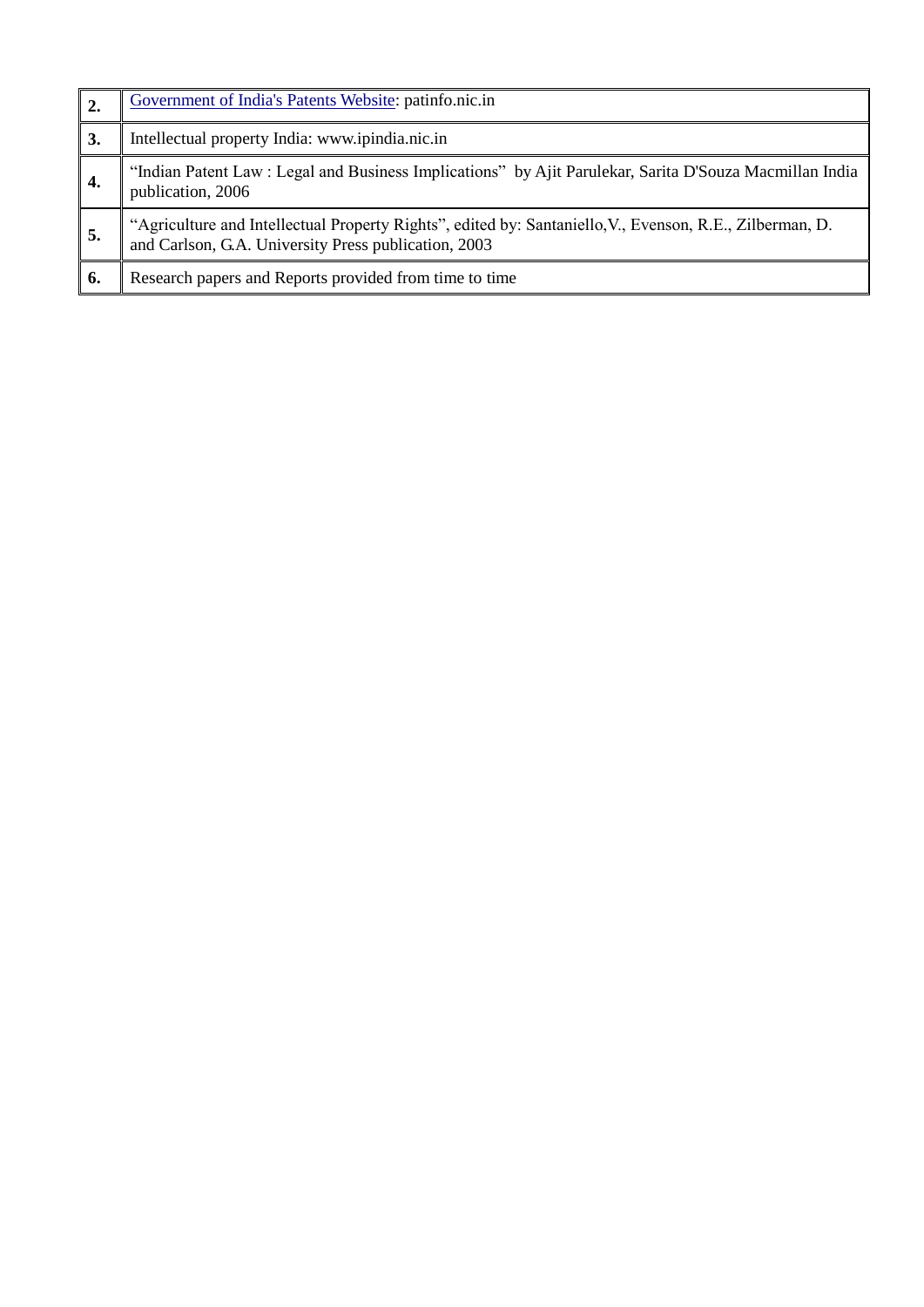| | |
|---|---|
| **2.** | [Government of India's Patents Website](): patinfo.nic.in |
| **3.** | Intellectual property India: www.ipindia.nic.in |
| **4.** | "Indian Patent Law : Legal and Business Implications" by Ajit Parulekar, Sarita D'Souza Macmillan India publication, 2006 |
| **5.** | "Agriculture and Intellectual Property Rights", edited by: Santaniello,V., Evenson, R.E., Zilberman, D. and Carlson, G.A. University Press publication, 2003 |
| **6.** | Research papers and Reports provided from time to time |